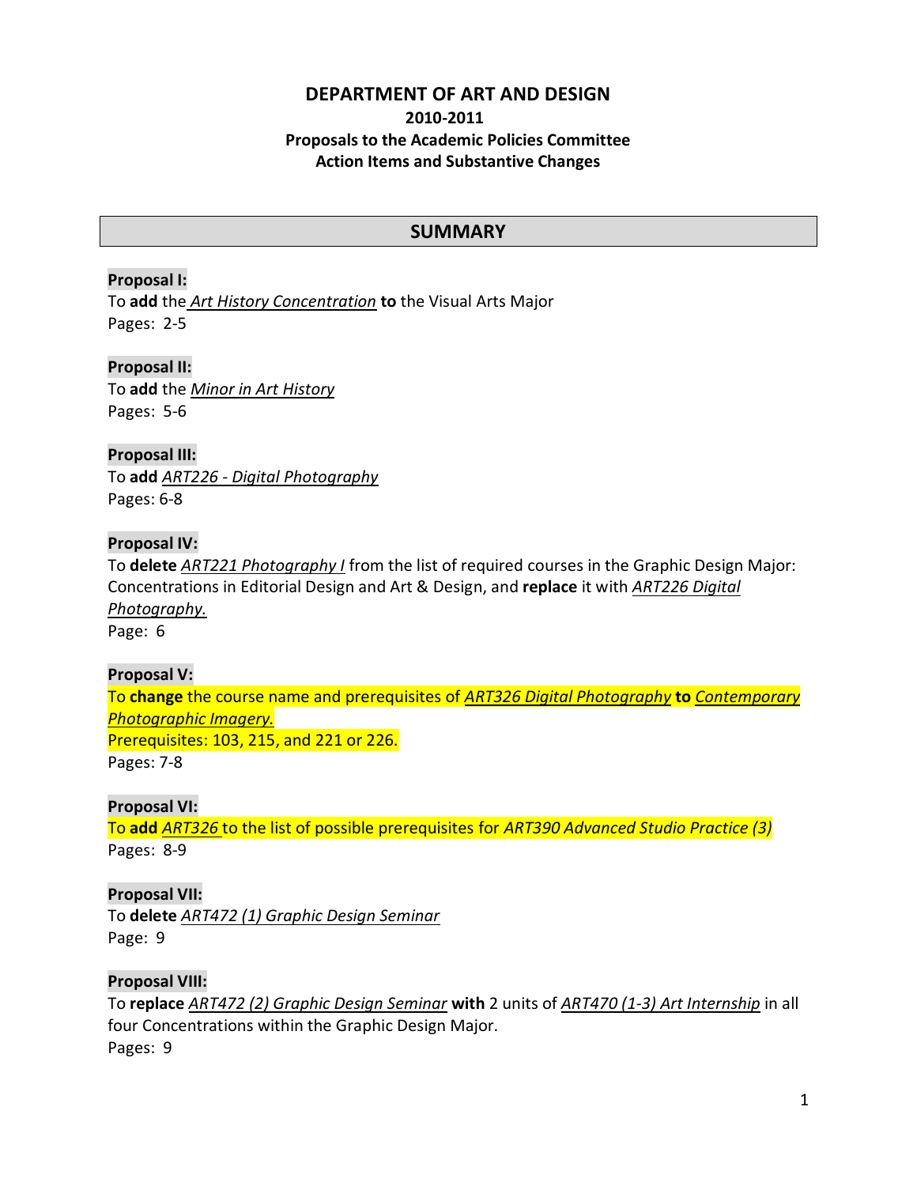# DEPARTMENT OF ART AND DESIGN

**2010-2011**

**Proposals to the Academic Policies Committee**

**Action Items and Substantive Changes**

## SUMMARY

**Proposal I:**

To **add** the *Art History Concentration* **to** the Visual Arts Major

Pages: 2-5

**Proposal II:**

To **add** the *Minor in Art History*

Pages: 5-6

**Proposal III:**

To **add** *ART226 - Digital Photography*

Pages: 6-8

**Proposal IV:**

To **delete** *ART221 Photography I* from the list of required courses in the Graphic Design Major: Concentrations in Editorial Design and Art & Design, and **replace** it with *ART226 Digital Photography.*

Page: 6

**Proposal V:**

To **change** the course name and prerequisites of *ART326 Digital Photography* **to** *Contemporary Photographic Imagery.*

Prerequisites: 103, 215, and 221 or 226.

Pages: 7-8

**Proposal VI:**

To **add** *ART326* to the list of possible prerequisites for *ART390 Advanced Studio Practice (3)*

Pages: 8-9

**Proposal VII:**

To **delete** *ART472 (1) Graphic Design Seminar*

Page: 9

**Proposal VIII:**

To **replace** *ART472 (2) Graphic Design Seminar* **with** 2 units of *ART470 (1-3) Art Internship* in all four Concentrations within the Graphic Design Major.

Pages: 9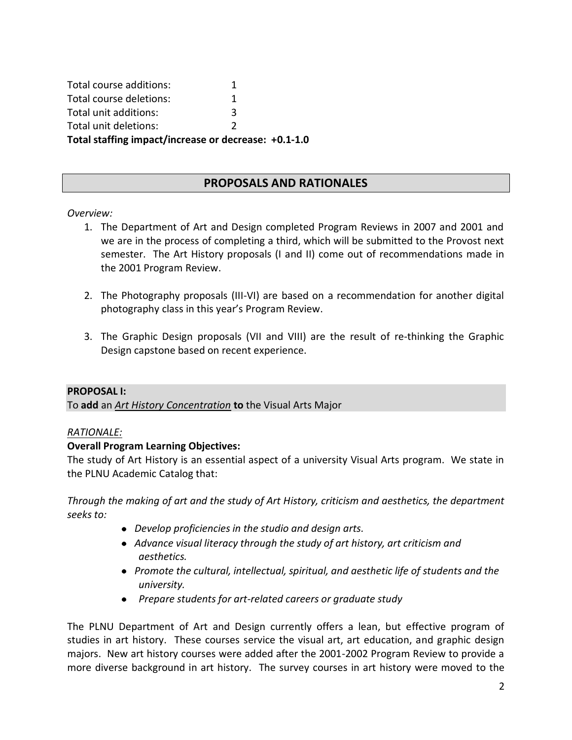Total course additions: 1
Total course deletions: 1
Total unit additions: 3
Total unit deletions: 2
**Total staffing impact/increase or decrease: +0.1-1.0**

## PROPOSALS AND RATIONALES

*Overview:*

1. The Department of Art and Design completed Program Reviews in 2007 and 2001 and we are in the process of completing a third, which will be submitted to the Provost next semester. The Art History proposals (I and II) come out of recommendations made in the 2001 Program Review.

2. The Photography proposals (III-VI) are based on a recommendation for another digital photography class in this year's Program Review.

3. The Graphic Design proposals (VII and VIII) are the result of re-thinking the Graphic Design capstone based on recent experience.

**PROPOSAL I:**
To **add** an ***Art History Concentration*** **to** the Visual Arts Major

*RATIONALE:*

**Overall Program Learning Objectives:**
The study of Art History is an essential aspect of a university Visual Arts program. We state in the PLNU Academic Catalog that:

*Through the making of art and the study of Art History, criticism and aesthetics, the department seeks to:*

- *Develop proficiencies in the studio and design arts.*
- *Advance visual literacy through the study of art history, art criticism and aesthetics.*
- *Promote the cultural, intellectual, spiritual, and aesthetic life of students and the university.*
- *Prepare students for art-related careers or graduate study*

The PLNU Department of Art and Design currently offers a lean, but effective program of studies in art history. These courses service the visual art, art education, and graphic design majors. New art history courses were added after the 2001-2002 Program Review to provide a more diverse background in art history. The survey courses in art history were moved to the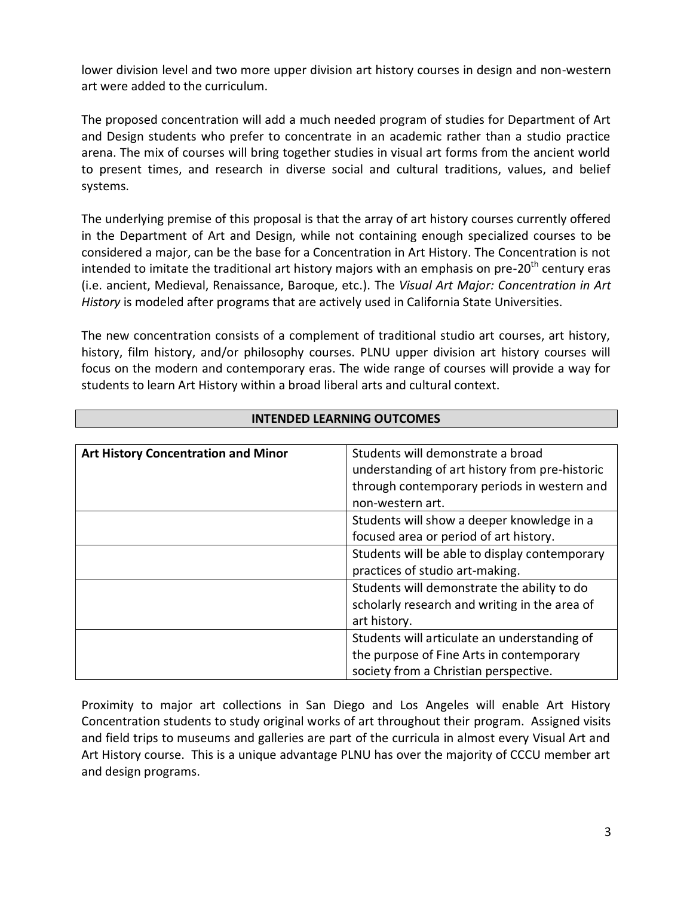lower division level and two more upper division art history courses in design and non-western art were added to the curriculum.

The proposed concentration will add a much needed program of studies for Department of Art and Design students who prefer to concentrate in an academic rather than a studio practice arena. The mix of courses will bring together studies in visual art forms from the ancient world to present times, and research in diverse social and cultural traditions, values, and belief systems.

The underlying premise of this proposal is that the array of art history courses currently offered in the Department of Art and Design, while not containing enough specialized courses to be considered a major, can be the base for a Concentration in Art History. The Concentration is not intended to imitate the traditional art history majors with an emphasis on pre-20th century eras (i.e. ancient, Medieval, Renaissance, Baroque, etc.). The *Visual Art Major: Concentration in Art History* is modeled after programs that are actively used in California State Universities.

The new concentration consists of a complement of traditional studio art courses, art history, history, film history, and/or philosophy courses. PLNU upper division art history courses will focus on the modern and contemporary eras. The wide range of courses will provide a way for students to learn Art History within a broad liberal arts and cultural context.

## INTENDED LEARNING OUTCOMES

| **Art History Concentration and Minor** | Students will demonstrate a broad understanding of art history from pre-historic through contemporary periods in western and non-western art. |
|---|---|
| | Students will show a deeper knowledge in a focused area or period of art history. |
| | Students will be able to display contemporary practices of studio art-making. |
| | Students will demonstrate the ability to do scholarly research and writing in the area of art history. |
| | Students will articulate an understanding of the purpose of Fine Arts in contemporary society from a Christian perspective. |

Proximity to major art collections in San Diego and Los Angeles will enable Art History Concentration students to study original works of art throughout their program. Assigned visits and field trips to museums and galleries are part of the curricula in almost every Visual Art and Art History course. This is a unique advantage PLNU has over the majority of CCCU member art and design programs.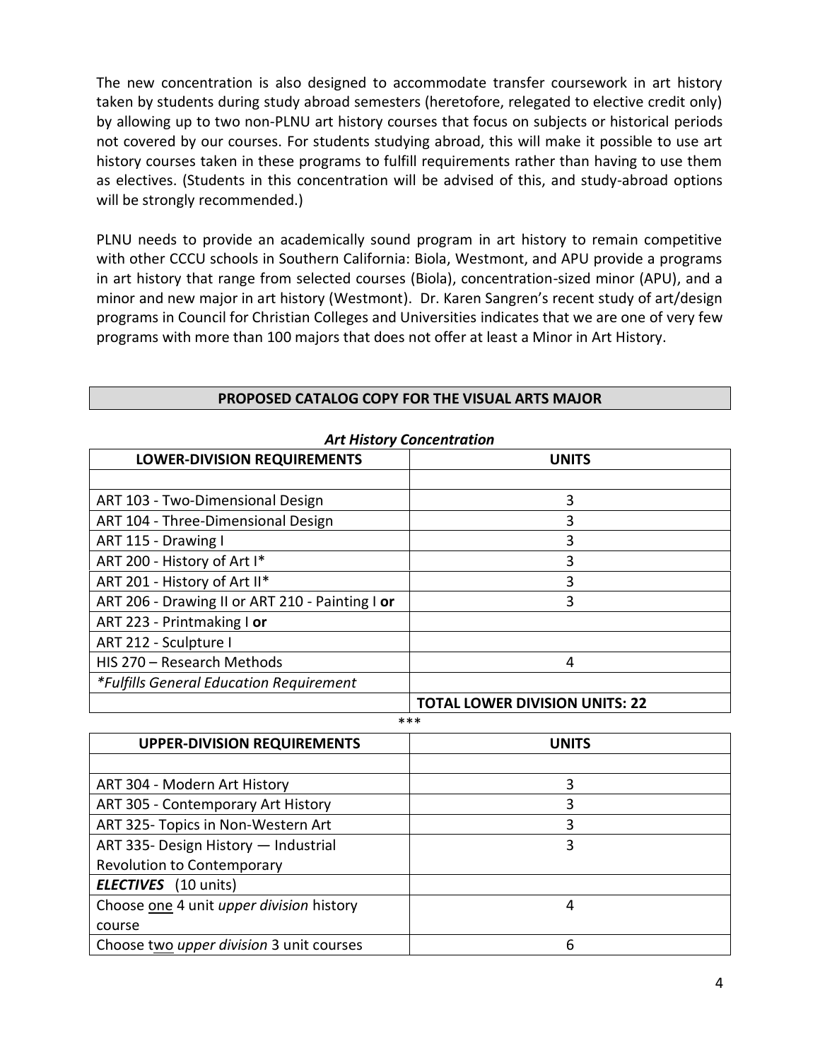The new concentration is also designed to accommodate transfer coursework in art history taken by students during study abroad semesters (heretofore, relegated to elective credit only) by allowing up to two non-PLNU art history courses that focus on subjects or historical periods not covered by our courses. For students studying abroad, this will make it possible to use art history courses taken in these programs to fulfill requirements rather than having to use them as electives. (Students in this concentration will be advised of this, and study-abroad options will be strongly recommended.)

PLNU needs to provide an academically sound program in art history to remain competitive with other CCCU schools in Southern California: Biola, Westmont, and APU provide a programs in art history that range from selected courses (Biola), concentration-sized minor (APU), and a minor and new major in art history (Westmont). Dr. Karen Sangren's recent study of art/design programs in Council for Christian Colleges and Universities indicates that we are one of very few programs with more than 100 majors that does not offer at least a Minor in Art History.

## PROPOSED CATALOG COPY FOR THE VISUAL ARTS MAJOR

### *Art History Concentration*

| LOWER-DIVISION REQUIREMENTS | UNITS |
|---|---|
| | |
| ART 103 - Two-Dimensional Design | 3 |
| ART 104 - Three-Dimensional Design | 3 |
| ART 115 - Drawing I | 3 |
| ART 200 - History of Art I* | 3 |
| ART 201 - History of Art II* | 3 |
| ART 206 - Drawing II or ART 210 - Painting I **or** | 3 |
| ART 223 - Printmaking I **or** | |
| ART 212 - Sculpture I | |
| HIS 270 – Research Methods | 4 |
| *\*Fulfills General Education Requirement* | |
| | **TOTAL LOWER DIVISION UNITS: 22** |

***

| UPPER-DIVISION REQUIREMENTS | UNITS |
|---|---|
| | |
| ART 304 - Modern Art History | 3 |
| ART 305 - Contemporary Art History | 3 |
| ART 325- Topics in Non-Western Art | 3 |
| ART 335- Design History — Industrial Revolution to Contemporary | 3 |
| ***ELECTIVES*** (10 units) | |
| Choose one 4 unit *upper division* history course | 4 |
| Choose two *upper division* 3 unit courses | 6 |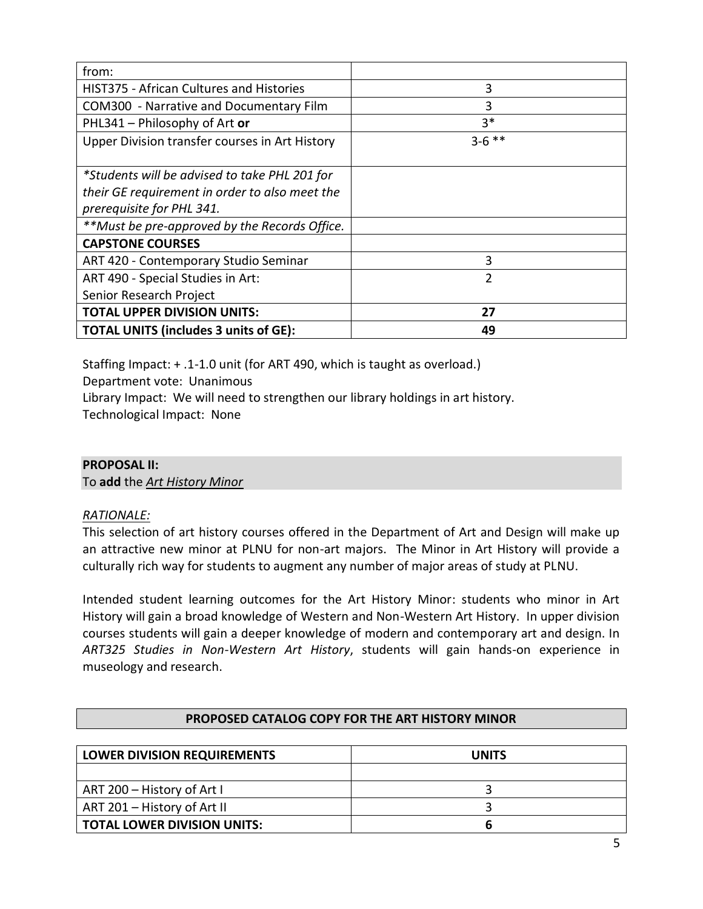| | |
|---|---|
| from: | |
| HIST375 - African Cultures and Histories | 3 |
| COM300 - Narrative and Documentary Film | 3 |
| PHL341 – Philosophy of Art **or** | 3* |
| Upper Division transfer courses in Art History | 3-6 ** |
| *\*Students will be advised to take PHL 201 for their GE requirement in order to also meet the prerequisite for PHL 341.* | |
| *\*\*Must be pre-approved by the Records Office.* | |
| **CAPSTONE COURSES** | |
| ART 420 - Contemporary Studio Seminar | 3 |
| ART 490 - Special Studies in Art: Senior Research Project | 2 |
| **TOTAL UPPER DIVISION UNITS:** | **27** |
| **TOTAL UNITS (includes 3 units of GE):** | **49** |

Staffing Impact: + .1-1.0 unit (for ART 490, which is taught as overload.)
Department vote: Unanimous
Library Impact: We will need to strengthen our library holdings in art history.
Technological Impact: None

**PROPOSAL II:**
To **add** the *Art History Minor*

*RATIONALE:*

This selection of art history courses offered in the Department of Art and Design will make up an attractive new minor at PLNU for non-art majors. The Minor in Art History will provide a culturally rich way for students to augment any number of major areas of study at PLNU.

Intended student learning outcomes for the Art History Minor: students who minor in Art History will gain a broad knowledge of Western and Non-Western Art History. In upper division courses students will gain a deeper knowledge of modern and contemporary art and design. In *ART325 Studies in Non-Western Art History*, students will gain hands-on experience in museology and research.

**PROPOSED CATALOG COPY FOR THE ART HISTORY MINOR**

| LOWER DIVISION REQUIREMENTS | UNITS |
|---|---|
| | |
| ART 200 – History of Art I | 3 |
| ART 201 – History of Art II | 3 |
| **TOTAL LOWER DIVISION UNITS:** | **6** |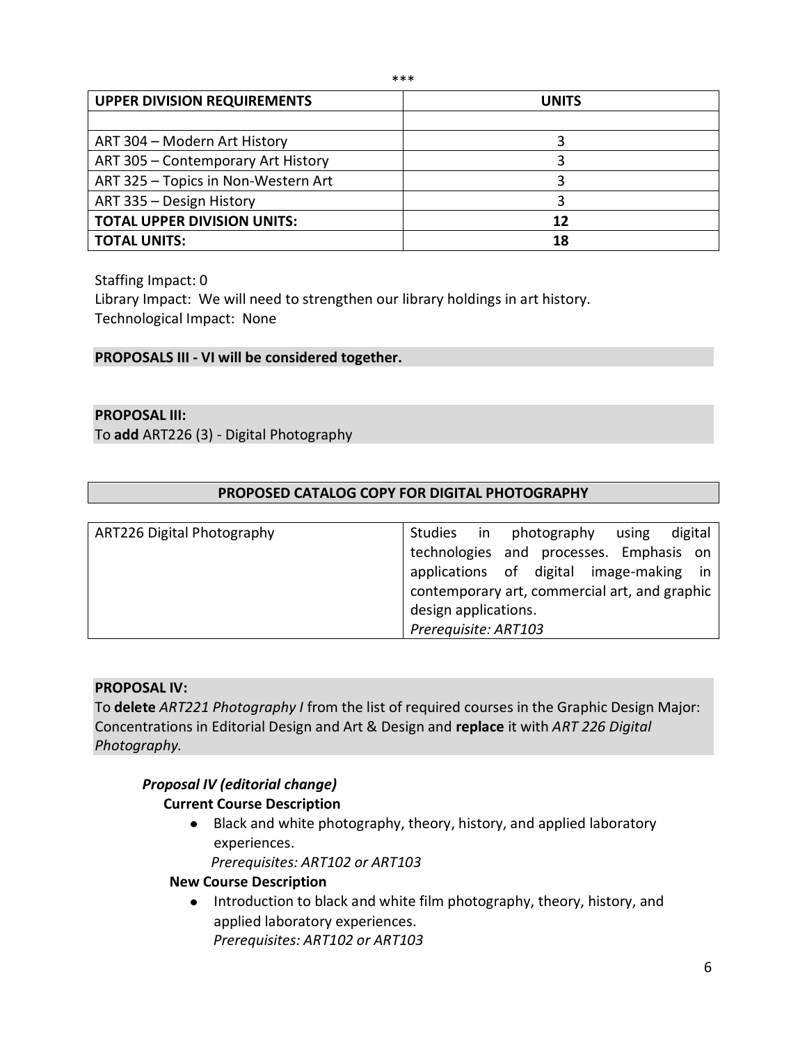\*\*\*

| UPPER DIVISION REQUIREMENTS | UNITS |
|---|---|
| | |
| ART 304 – Modern Art History | 3 |
| ART 305 – Contemporary Art History | 3 |
| ART 325 – Topics in Non-Western Art | 3 |
| ART 335 – Design History | 3 |
| **TOTAL UPPER DIVISION UNITS:** | **12** |
| **TOTAL UNITS:** | **18** |

Staffing Impact: 0
Library Impact: We will need to strengthen our library holdings in art history.
Technological Impact: None

**PROPOSALS III - VI will be considered together.**

**PROPOSAL III:**
To **add** ART226 (3) - Digital Photography

| PROPOSED CATALOG COPY FOR DIGITAL PHOTOGRAPHY | |
|---|---|
| ART226 Digital Photography | Studies in photography using digital technologies and processes. Emphasis on applications of digital image-making in contemporary art, commercial art, and graphic design applications. *Prerequisite: ART103* |

**PROPOSAL IV:**
To **delete** *ART221 Photography I* from the list of required courses in the Graphic Design Major: Concentrations in Editorial Design and Art & Design and **replace** it with *ART 226 Digital Photography.*

***Proposal IV (editorial change)***

**Current Course Description**

- Black and white photography, theory, history, and applied laboratory experiences.
  *Prerequisites: ART102 or ART103*

**New Course Description**

- Introduction to black and white film photography, theory, history, and applied laboratory experiences.
  *Prerequisites: ART102 or ART103*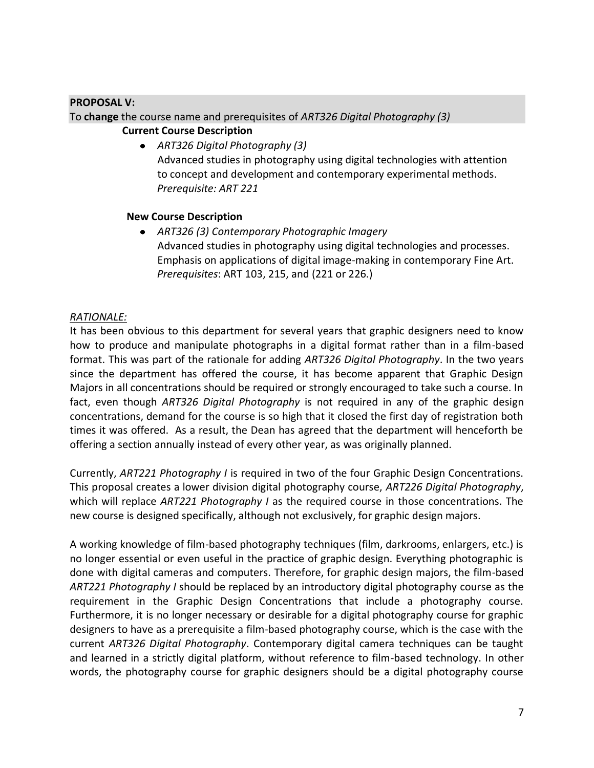**PROPOSAL V:**

To **change** the course name and prerequisites of *ART326 Digital Photography (3)*

**Current Course Description**

- *ART326 Digital Photography (3)*
  Advanced studies in photography using digital technologies with attention to concept and development and contemporary experimental methods.
  *Prerequisite: ART 221*

**New Course Description**

- *ART326 (3) Contemporary Photographic Imagery*
  Advanced studies in photography using digital technologies and processes. Emphasis on applications of digital image-making in contemporary Fine Art.
  *Prerequisites*: ART 103, 215, and (221 or 226.)

*RATIONALE:*

It has been obvious to this department for several years that graphic designers need to know how to produce and manipulate photographs in a digital format rather than in a film-based format. This was part of the rationale for adding *ART326 Digital Photography*. In the two years since the department has offered the course, it has become apparent that Graphic Design Majors in all concentrations should be required or strongly encouraged to take such a course. In fact, even though *ART326 Digital Photography* is not required in any of the graphic design concentrations, demand for the course is so high that it closed the first day of registration both times it was offered. As a result, the Dean has agreed that the department will henceforth be offering a section annually instead of every other year, as was originally planned.

Currently, *ART221 Photography I* is required in two of the four Graphic Design Concentrations. This proposal creates a lower division digital photography course, *ART226 Digital Photography*, which will replace *ART221 Photography I* as the required course in those concentrations. The new course is designed specifically, although not exclusively, for graphic design majors.

A working knowledge of film-based photography techniques (film, darkrooms, enlargers, etc.) is no longer essential or even useful in the practice of graphic design. Everything photographic is done with digital cameras and computers. Therefore, for graphic design majors, the film-based *ART221 Photography I* should be replaced by an introductory digital photography course as the requirement in the Graphic Design Concentrations that include a photography course. Furthermore, it is no longer necessary or desirable for a digital photography course for graphic designers to have as a prerequisite a film-based photography course, which is the case with the current *ART326 Digital Photography*. Contemporary digital camera techniques can be taught and learned in a strictly digital platform, without reference to film-based technology. In other words, the photography course for graphic designers should be a digital photography course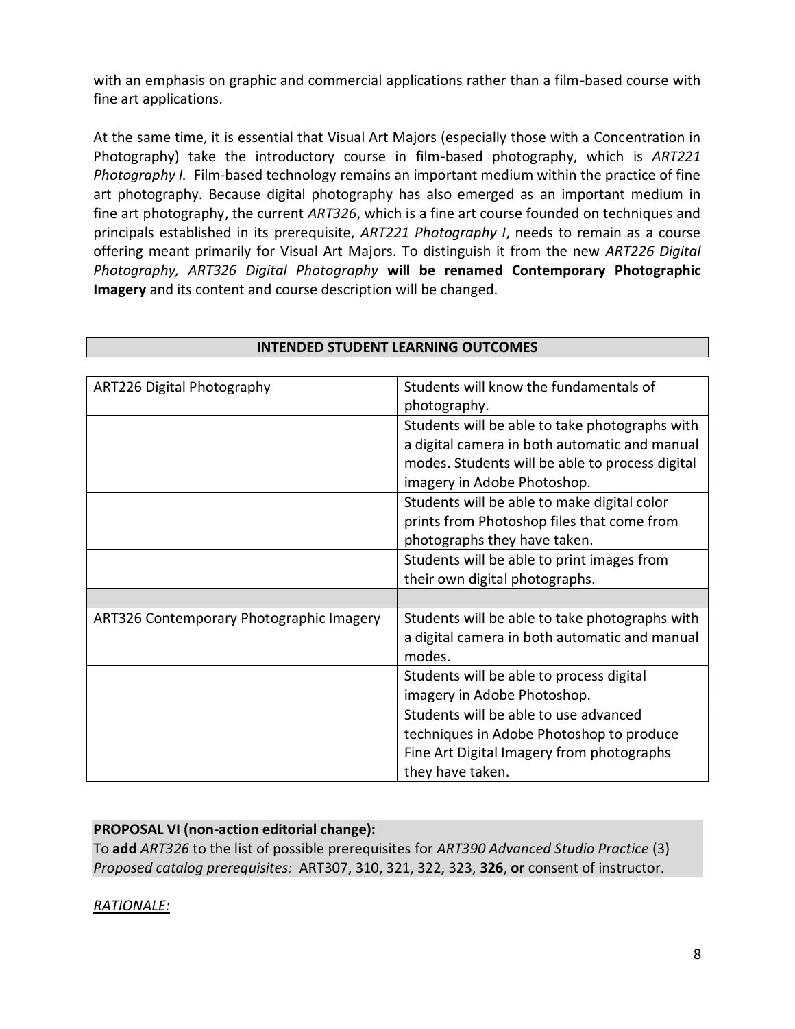with an emphasis on graphic and commercial applications rather than a film-based course with fine art applications.

At the same time, it is essential that Visual Art Majors (especially those with a Concentration in Photography) take the introductory course in film-based photography, which is *ART221 Photography I.* Film-based technology remains an important medium within the practice of fine art photography. Because digital photography has also emerged as an important medium in fine art photography, the current *ART326*, which is a fine art course founded on techniques and principals established in its prerequisite, *ART221 Photography I*, needs to remain as a course offering meant primarily for Visual Art Majors. To distinguish it from the new *ART226 Digital Photography, ART326 Digital Photography* **will be renamed Contemporary Photographic Imagery** and its content and course description will be changed.

**INTENDED STUDENT LEARNING OUTCOMES**

| | |
|---|---|
| ART226 Digital Photography | Students will know the fundamentals of photography. |
| | Students will be able to take photographs with a digital camera in both automatic and manual modes. Students will be able to process digital imagery in Adobe Photoshop. |
| | Students will be able to make digital color prints from Photoshop files that come from photographs they have taken. |
| | Students will be able to print images from their own digital photographs. |
| | |
| ART326 Contemporary Photographic Imagery | Students will be able to take photographs with a digital camera in both automatic and manual modes. |
| | Students will be able to process digital imagery in Adobe Photoshop. |
| | Students will be able to use advanced techniques in Adobe Photoshop to produce Fine Art Digital Imagery from photographs they have taken. |

**PROPOSAL VI (non-action editorial change):**
To **add** *ART326* to the list of possible prerequisites for *ART390 Advanced Studio Practice* (3)
*Proposed catalog prerequisites:* ART307, 310, 321, 322, 323, **326**, **or** consent of instructor.

*RATIONALE:*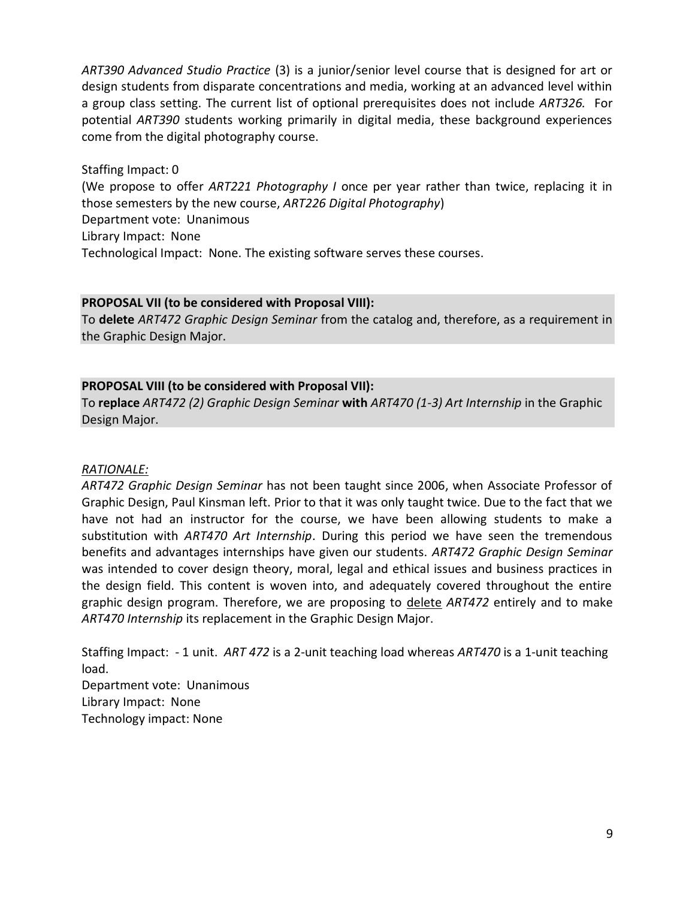*ART390 Advanced Studio Practice* (3) is a junior/senior level course that is designed for art or design students from disparate concentrations and media, working at an advanced level within a group class setting. The current list of optional prerequisites does not include *ART326.* For potential *ART390* students working primarily in digital media, these background experiences come from the digital photography course.

Staffing Impact: 0
(We propose to offer *ART221 Photography I* once per year rather than twice, replacing it in those semesters by the new course, *ART226 Digital Photography*)
Department vote: Unanimous
Library Impact: None
Technological Impact: None. The existing software serves these courses.

**PROPOSAL VII (to be considered with Proposal VIII):**
To **delete** *ART472 Graphic Design Seminar* from the catalog and, therefore, as a requirement in the Graphic Design Major.

**PROPOSAL VIII (to be considered with Proposal VII):**
To **replace** *ART472 (2) Graphic Design Seminar* **with** *ART470 (1-3) Art Internship* in the Graphic Design Major.

*RATIONALE:*
*ART472 Graphic Design Seminar* has not been taught since 2006, when Associate Professor of Graphic Design, Paul Kinsman left. Prior to that it was only taught twice. Due to the fact that we have not had an instructor for the course, we have been allowing students to make a substitution with *ART470 Art Internship*. During this period we have seen the tremendous benefits and advantages internships have given our students. *ART472 Graphic Design Seminar* was intended to cover design theory, moral, legal and ethical issues and business practices in the design field. This content is woven into, and adequately covered throughout the entire graphic design program. Therefore, we are proposing to delete *ART472* entirely and to make *ART470 Internship* its replacement in the Graphic Design Major.

Staffing Impact: - 1 unit. *ART 472* is a 2-unit teaching load whereas *ART470* is a 1-unit teaching load.
Department vote: Unanimous
Library Impact: None
Technology impact: None